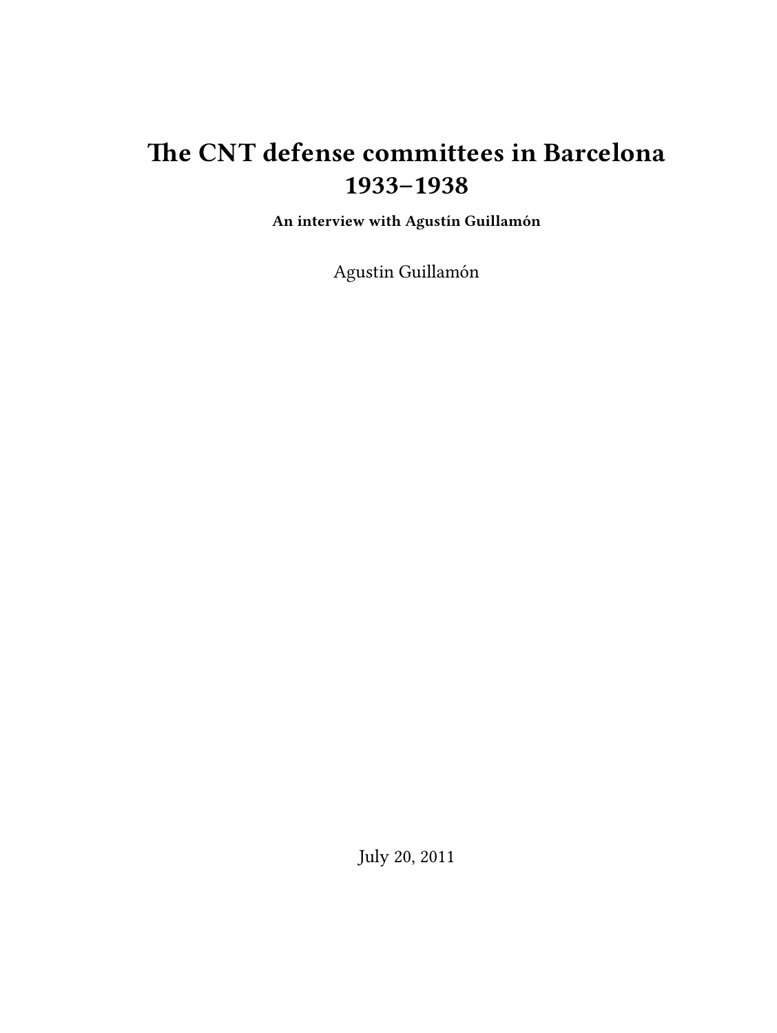# The CNT defense committees in Barcelona 1933–1938

**An interview with Agustín Guillamón**

Agustin Guillamón

July 20, 2011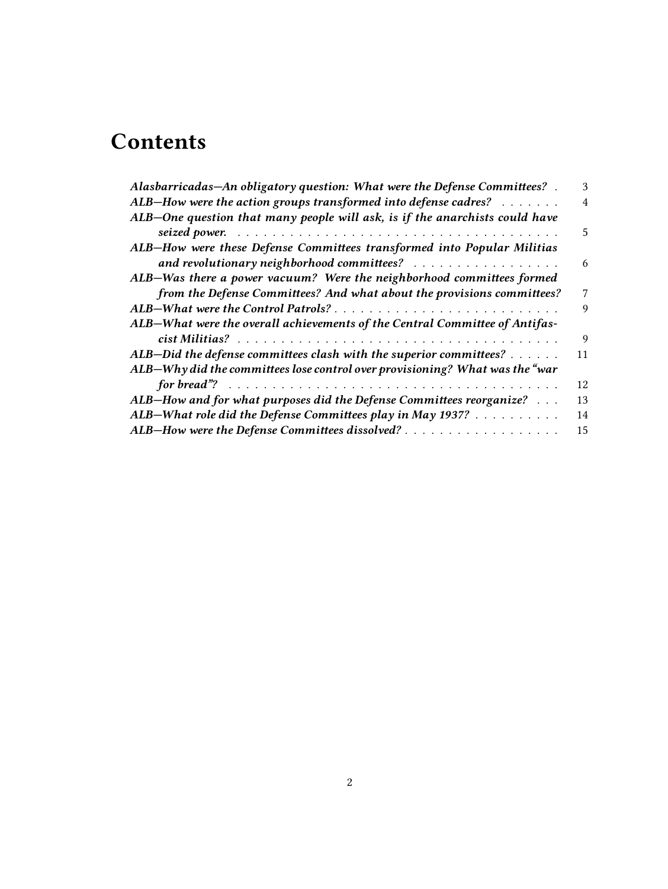# Contents

- *Alasbarricadas—An obligatory question: What were the Defense Committees?* . . . 3
- *ALB—How were the action groups transformed into defense cadres?* . . . 4
- *ALB—One question that many people will ask, is if the anarchists could have seized power.* . . . 5
- *ALB—How were these Defense Committees transformed into Popular Militias and revolutionary neighborhood committees?* . . . 6
- *ALB—Was there a power vacuum? Were the neighborhood committees formed from the Defense Committees? And what about the provisions committees?* . . . 7
- *ALB—What were the Control Patrols?* . . . 9
- *ALB—What were the overall achievements of the Central Committee of Antifascist Militias?* . . . 9
- *ALB—Did the defense committees clash with the superior committees?* . . . 11
- *ALB—Why did the committees lose control over provisioning? What was the "war for bread"?* . . . 12
- *ALB—How and for what purposes did the Defense Committees reorganize?* . . . 13
- *ALB—What role did the Defense Committees play in May 1937?* . . . 14
- *ALB—How were the Defense Committees dissolved?* . . . 15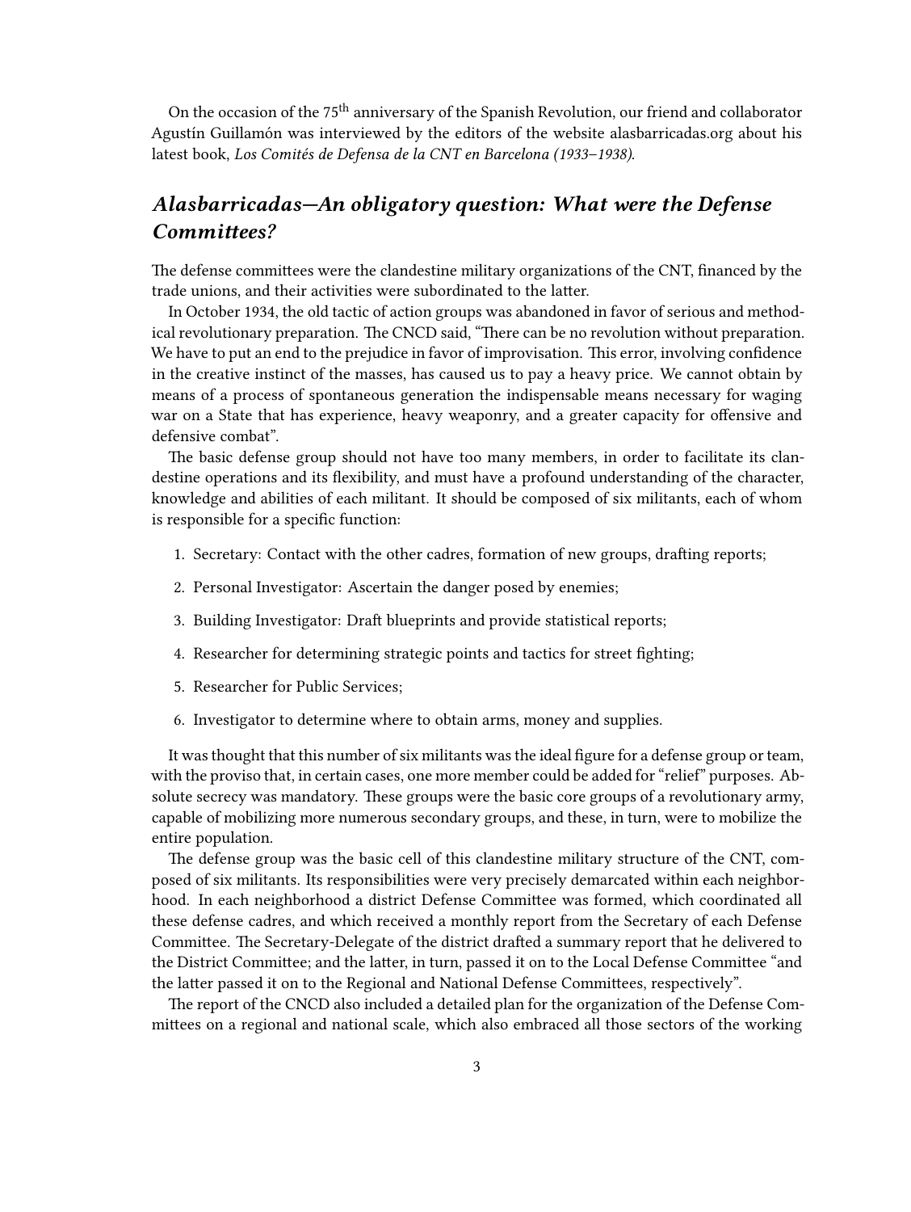On the occasion of the 75th anniversary of the Spanish Revolution, our friend and collaborator Agustín Guillamón was interviewed by the editors of the website alasbarricadas.org about his latest book, *Los Comités de Defensa de la CNT en Barcelona (1933–1938)*.

## *Alasbarricadas—An obligatory question: What were the Defense Committees?*

The defense committees were the clandestine military organizations of the CNT, financed by the trade unions, and their activities were subordinated to the latter.

In October 1934, the old tactic of action groups was abandoned in favor of serious and methodical revolutionary preparation. The CNCD said, "There can be no revolution without preparation. We have to put an end to the prejudice in favor of improvisation. This error, involving confidence in the creative instinct of the masses, has caused us to pay a heavy price. We cannot obtain by means of a process of spontaneous generation the indispensable means necessary for waging war on a State that has experience, heavy weaponry, and a greater capacity for offensive and defensive combat".

The basic defense group should not have too many members, in order to facilitate its clandestine operations and its flexibility, and must have a profound understanding of the character, knowledge and abilities of each militant. It should be composed of six militants, each of whom is responsible for a specific function:

1. Secretary: Contact with the other cadres, formation of new groups, drafting reports;
2. Personal Investigator: Ascertain the danger posed by enemies;
3. Building Investigator: Draft blueprints and provide statistical reports;
4. Researcher for determining strategic points and tactics for street fighting;
5. Researcher for Public Services;
6. Investigator to determine where to obtain arms, money and supplies.

It was thought that this number of six militants was the ideal figure for a defense group or team, with the proviso that, in certain cases, one more member could be added for "relief" purposes. Absolute secrecy was mandatory. These groups were the basic core groups of a revolutionary army, capable of mobilizing more numerous secondary groups, and these, in turn, were to mobilize the entire population.

The defense group was the basic cell of this clandestine military structure of the CNT, composed of six militants. Its responsibilities were very precisely demarcated within each neighborhood. In each neighborhood a district Defense Committee was formed, which coordinated all these defense cadres, and which received a monthly report from the Secretary of each Defense Committee. The Secretary-Delegate of the district drafted a summary report that he delivered to the District Committee; and the latter, in turn, passed it on to the Local Defense Committee "and the latter passed it on to the Regional and National Defense Committees, respectively".

The report of the CNCD also included a detailed plan for the organization of the Defense Committees on a regional and national scale, which also embraced all those sectors of the working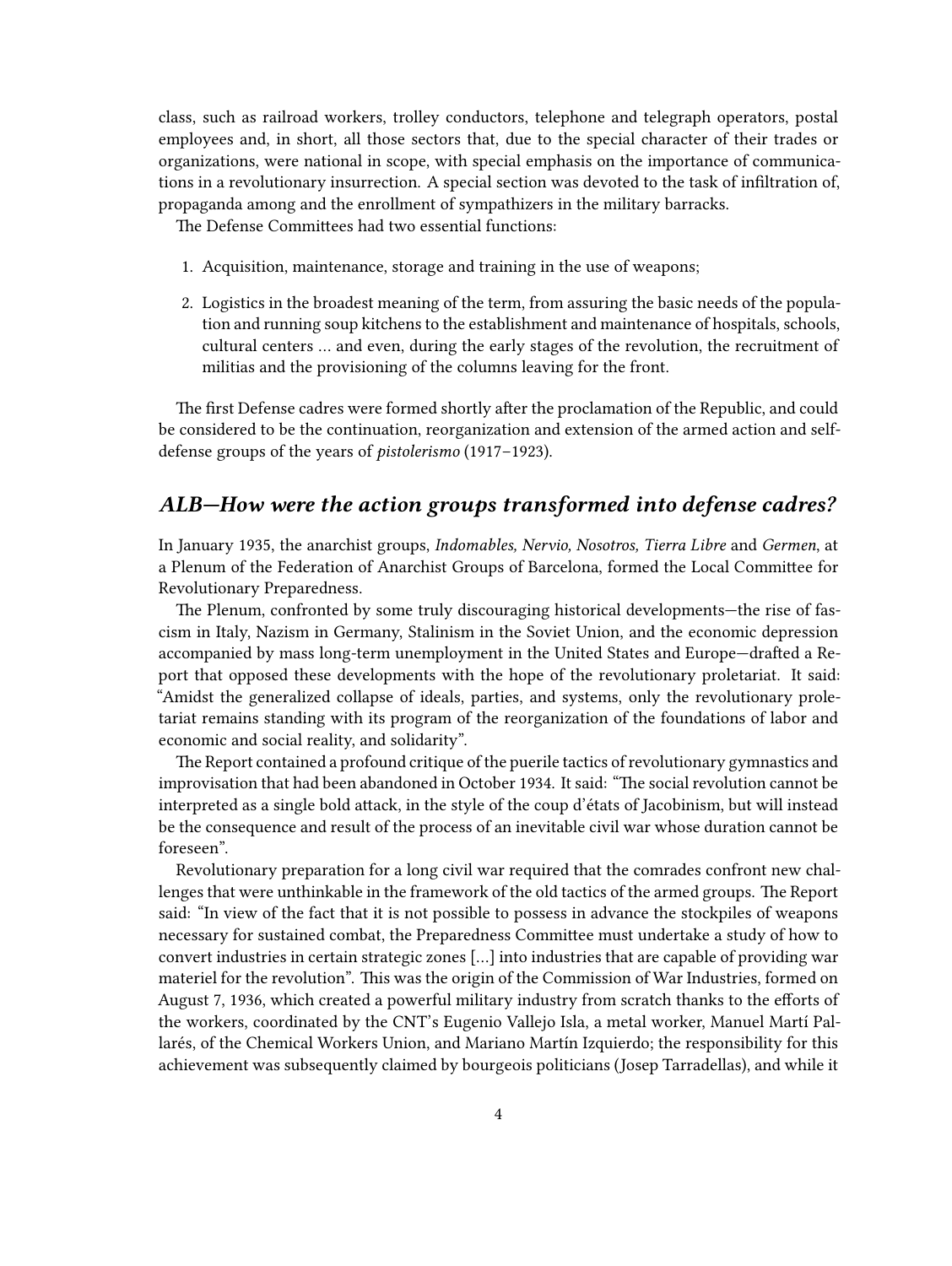class, such as railroad workers, trolley conductors, telephone and telegraph operators, postal employees and, in short, all those sectors that, due to the special character of their trades or organizations, were national in scope, with special emphasis on the importance of communications in a revolutionary insurrection. A special section was devoted to the task of infiltration of, propaganda among and the enrollment of sympathizers in the military barracks.

The Defense Committees had two essential functions:

1. Acquisition, maintenance, storage and training in the use of weapons;
2. Logistics in the broadest meaning of the term, from assuring the basic needs of the population and running soup kitchens to the establishment and maintenance of hospitals, schools, cultural centers ... and even, during the early stages of the revolution, the recruitment of militias and the provisioning of the columns leaving for the front.

The first Defense cadres were formed shortly after the proclamation of the Republic, and could be considered to be the continuation, reorganization and extension of the armed action and self-defense groups of the years of *pistolerismo* (1917–1923).

## *ALB—How were the action groups transformed into defense cadres?*

In January 1935, the anarchist groups, *Indomables, Nervio, Nosotros, Tierra Libre* and *Germen*, at a Plenum of the Federation of Anarchist Groups of Barcelona, formed the Local Committee for Revolutionary Preparedness.

The Plenum, confronted by some truly discouraging historical developments—the rise of fascism in Italy, Nazism in Germany, Stalinism in the Soviet Union, and the economic depression accompanied by mass long-term unemployment in the United States and Europe—drafted a Report that opposed these developments with the hope of the revolutionary proletariat. It said: "Amidst the generalized collapse of ideals, parties, and systems, only the revolutionary proletariat remains standing with its program of the reorganization of the foundations of labor and economic and social reality, and solidarity".

The Report contained a profound critique of the puerile tactics of revolutionary gymnastics and improvisation that had been abandoned in October 1934. It said: "The social revolution cannot be interpreted as a single bold attack, in the style of the coup d'états of Jacobinism, but will instead be the consequence and result of the process of an inevitable civil war whose duration cannot be foreseen".

Revolutionary preparation for a long civil war required that the comrades confront new challenges that were unthinkable in the framework of the old tactics of the armed groups. The Report said: "In view of the fact that it is not possible to possess in advance the stockpiles of weapons necessary for sustained combat, the Preparedness Committee must undertake a study of how to convert industries in certain strategic zones [...] into industries that are capable of providing war materiel for the revolution". This was the origin of the Commission of War Industries, formed on August 7, 1936, which created a powerful military industry from scratch thanks to the efforts of the workers, coordinated by the CNT's Eugenio Vallejo Isla, a metal worker, Manuel Martí Pallarés, of the Chemical Workers Union, and Mariano Martín Izquierdo; the responsibility for this achievement was subsequently claimed by bourgeois politicians (Josep Tarradellas), and while it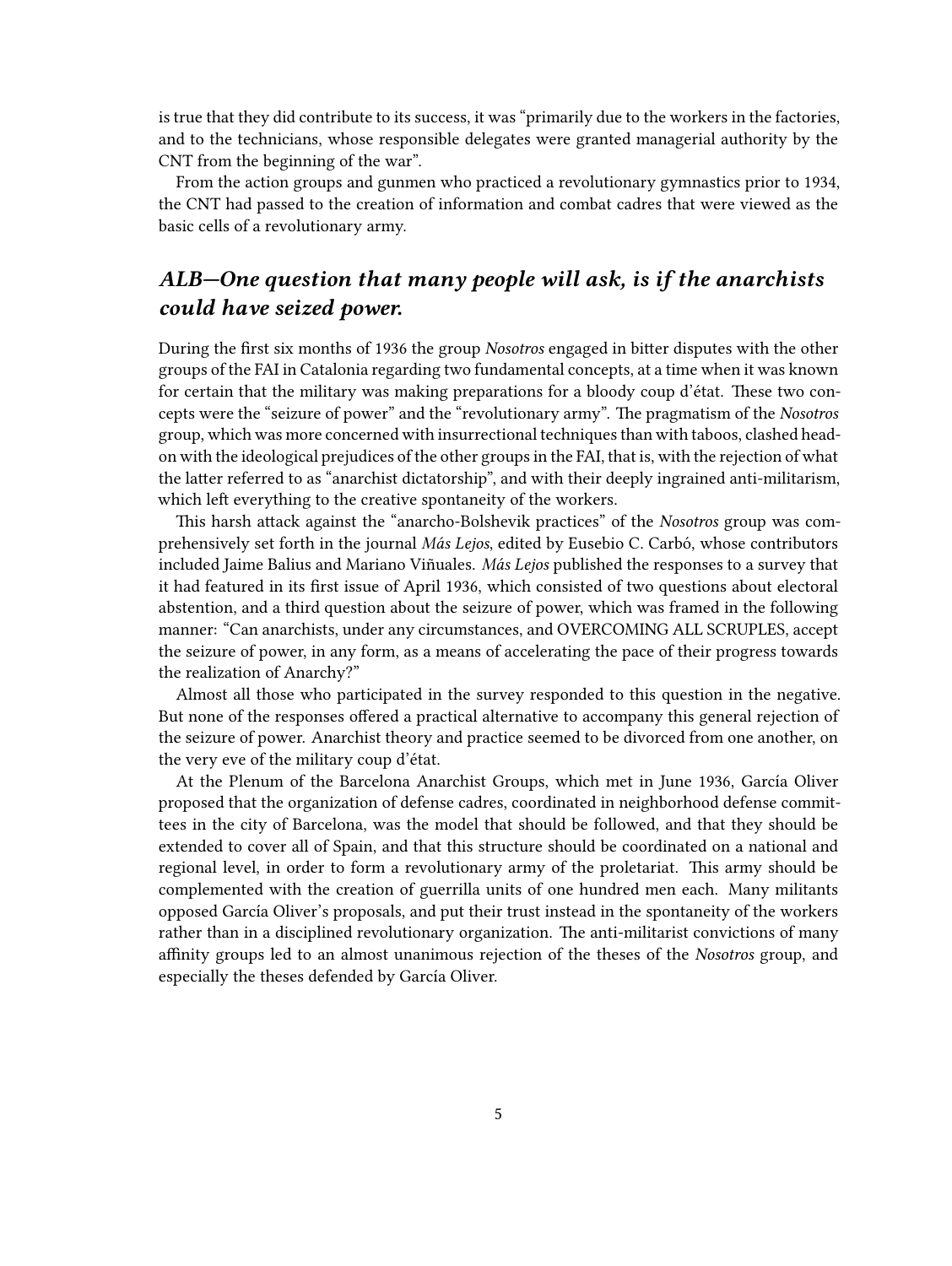is true that they did contribute to its success, it was "primarily due to the workers in the factories, and to the technicians, whose responsible delegates were granted managerial authority by the CNT from the beginning of the war".

From the action groups and gunmen who practiced a revolutionary gymnastics prior to 1934, the CNT had passed to the creation of information and combat cadres that were viewed as the basic cells of a revolutionary army.

## *ALB—One question that many people will ask, is if the anarchists could have seized power.*

During the first six months of 1936 the group *Nosotros* engaged in bitter disputes with the other groups of the FAI in Catalonia regarding two fundamental concepts, at a time when it was known for certain that the military was making preparations for a bloody coup d'état. These two concepts were the "seizure of power" and the "revolutionary army". The pragmatism of the *Nosotros* group, which was more concerned with insurrectional techniques than with taboos, clashed head-on with the ideological prejudices of the other groups in the FAI, that is, with the rejection of what the latter referred to as "anarchist dictatorship", and with their deeply ingrained anti-militarism, which left everything to the creative spontaneity of the workers.

This harsh attack against the "anarcho-Bolshevik practices" of the *Nosotros* group was comprehensively set forth in the journal *Más Lejos*, edited by Eusebio C. Carbó, whose contributors included Jaime Balius and Mariano Viñuales. *Más Lejos* published the responses to a survey that it had featured in its first issue of April 1936, which consisted of two questions about electoral abstention, and a third question about the seizure of power, which was framed in the following manner: "Can anarchists, under any circumstances, and OVERCOMING ALL SCRUPLES, accept the seizure of power, in any form, as a means of accelerating the pace of their progress towards the realization of Anarchy?"

Almost all those who participated in the survey responded to this question in the negative. But none of the responses offered a practical alternative to accompany this general rejection of the seizure of power. Anarchist theory and practice seemed to be divorced from one another, on the very eve of the military coup d'état.

At the Plenum of the Barcelona Anarchist Groups, which met in June 1936, García Oliver proposed that the organization of defense cadres, coordinated in neighborhood defense committees in the city of Barcelona, was the model that should be followed, and that they should be extended to cover all of Spain, and that this structure should be coordinated on a national and regional level, in order to form a revolutionary army of the proletariat. This army should be complemented with the creation of guerrilla units of one hundred men each. Many militants opposed García Oliver's proposals, and put their trust instead in the spontaneity of the workers rather than in a disciplined revolutionary organization. The anti-militarist convictions of many affinity groups led to an almost unanimous rejection of the theses of the *Nosotros* group, and especially the theses defended by García Oliver.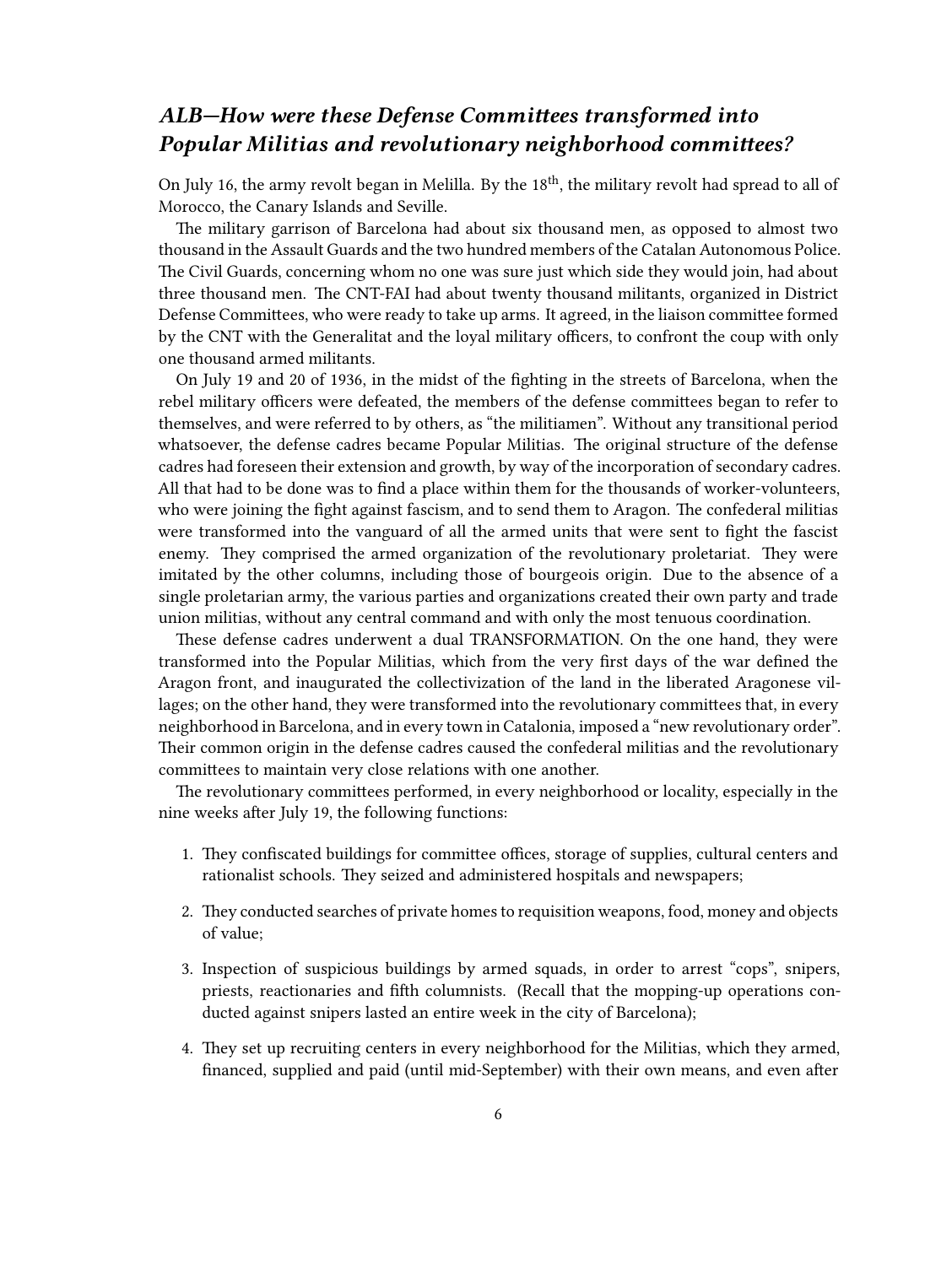## *ALB—How were these Defense Committees transformed into Popular Militias and revolutionary neighborhood committees?*

On July 16, the army revolt began in Melilla. By the 18th, the military revolt had spread to all of Morocco, the Canary Islands and Seville.

The military garrison of Barcelona had about six thousand men, as opposed to almost two thousand in the Assault Guards and the two hundred members of the Catalan Autonomous Police. The Civil Guards, concerning whom no one was sure just which side they would join, had about three thousand men. The CNT-FAI had about twenty thousand militants, organized in District Defense Committees, who were ready to take up arms. It agreed, in the liaison committee formed by the CNT with the Generalitat and the loyal military officers, to confront the coup with only one thousand armed militants.

On July 19 and 20 of 1936, in the midst of the fighting in the streets of Barcelona, when the rebel military officers were defeated, the members of the defense committees began to refer to themselves, and were referred to by others, as "the militiamen". Without any transitional period whatsoever, the defense cadres became Popular Militias. The original structure of the defense cadres had foreseen their extension and growth, by way of the incorporation of secondary cadres. All that had to be done was to find a place within them for the thousands of worker-volunteers, who were joining the fight against fascism, and to send them to Aragon. The confederal militias were transformed into the vanguard of all the armed units that were sent to fight the fascist enemy. They comprised the armed organization of the revolutionary proletariat. They were imitated by the other columns, including those of bourgeois origin. Due to the absence of a single proletarian army, the various parties and organizations created their own party and trade union militias, without any central command and with only the most tenuous coordination.

These defense cadres underwent a dual TRANSFORMATION. On the one hand, they were transformed into the Popular Militias, which from the very first days of the war defined the Aragon front, and inaugurated the collectivization of the land in the liberated Aragonese villages; on the other hand, they were transformed into the revolutionary committees that, in every neighborhood in Barcelona, and in every town in Catalonia, imposed a "new revolutionary order". Their common origin in the defense cadres caused the confederal militias and the revolutionary committees to maintain very close relations with one another.

The revolutionary committees performed, in every neighborhood or locality, especially in the nine weeks after July 19, the following functions:

1. They confiscated buildings for committee offices, storage of supplies, cultural centers and rationalist schools. They seized and administered hospitals and newspapers;
2. They conducted searches of private homes to requisition weapons, food, money and objects of value;
3. Inspection of suspicious buildings by armed squads, in order to arrest "cops", snipers, priests, reactionaries and fifth columnists. (Recall that the mopping-up operations conducted against snipers lasted an entire week in the city of Barcelona);
4. They set up recruiting centers in every neighborhood for the Militias, which they armed, financed, supplied and paid (until mid-September) with their own means, and even after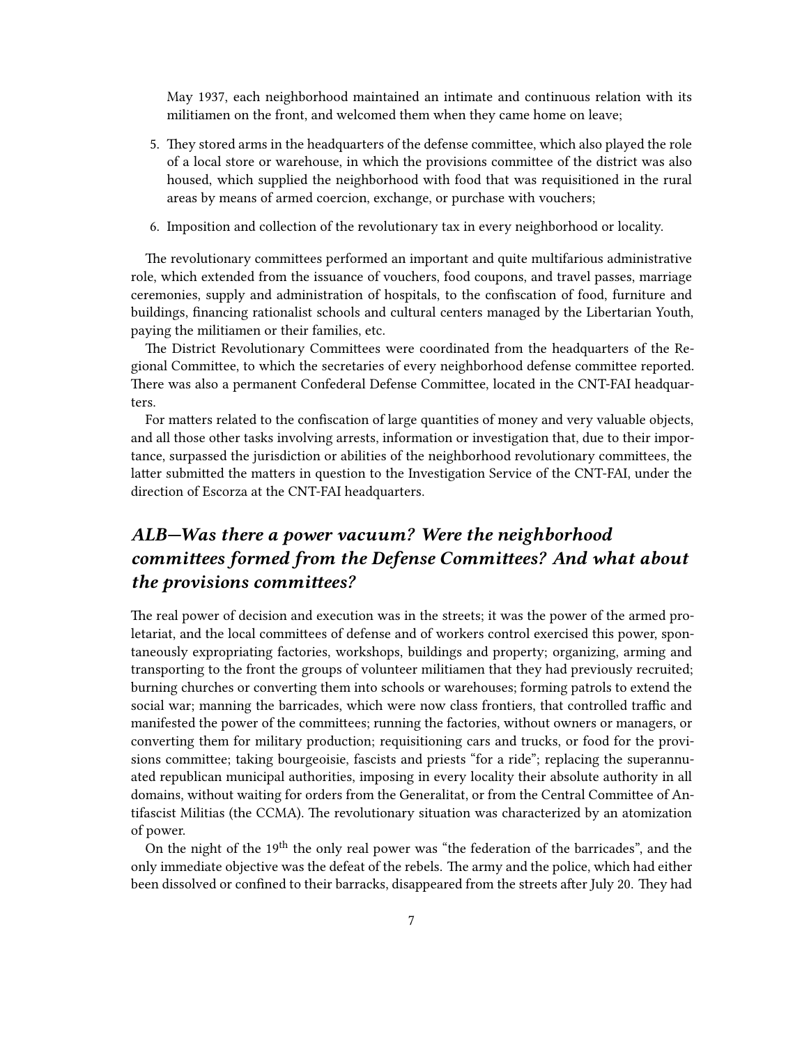May 1937, each neighborhood maintained an intimate and continuous relation with its militiamen on the front, and welcomed them when they came home on leave;

5. They stored arms in the headquarters of the defense committee, which also played the role of a local store or warehouse, in which the provisions committee of the district was also housed, which supplied the neighborhood with food that was requisitioned in the rural areas by means of armed coercion, exchange, or purchase with vouchers;
6. Imposition and collection of the revolutionary tax in every neighborhood or locality.

The revolutionary committees performed an important and quite multifarious administrative role, which extended from the issuance of vouchers, food coupons, and travel passes, marriage ceremonies, supply and administration of hospitals, to the confiscation of food, furniture and buildings, financing rationalist schools and cultural centers managed by the Libertarian Youth, paying the militiamen or their families, etc.

The District Revolutionary Committees were coordinated from the headquarters of the Regional Committee, to which the secretaries of every neighborhood defense committee reported. There was also a permanent Confederal Defense Committee, located in the CNT-FAI headquarters.

For matters related to the confiscation of large quantities of money and very valuable objects, and all those other tasks involving arrests, information or investigation that, due to their importance, surpassed the jurisdiction or abilities of the neighborhood revolutionary committees, the latter submitted the matters in question to the Investigation Service of the CNT-FAI, under the direction of Escorza at the CNT-FAI headquarters.

## *ALB—Was there a power vacuum? Were the neighborhood committees formed from the Defense Committees? And what about the provisions committees?*

The real power of decision and execution was in the streets; it was the power of the armed proletariat, and the local committees of defense and of workers control exercised this power, spontaneously expropriating factories, workshops, buildings and property; organizing, arming and transporting to the front the groups of volunteer militiamen that they had previously recruited; burning churches or converting them into schools or warehouses; forming patrols to extend the social war; manning the barricades, which were now class frontiers, that controlled traffic and manifested the power of the committees; running the factories, without owners or managers, or converting them for military production; requisitioning cars and trucks, or food for the provisions committee; taking bourgeoisie, fascists and priests "for a ride"; replacing the superannuated republican municipal authorities, imposing in every locality their absolute authority in all domains, without waiting for orders from the Generalitat, or from the Central Committee of Antifascist Militias (the CCMA). The revolutionary situation was characterized by an atomization of power.

On the night of the 19th the only real power was "the federation of the barricades", and the only immediate objective was the defeat of the rebels. The army and the police, which had either been dissolved or confined to their barracks, disappeared from the streets after July 20. They had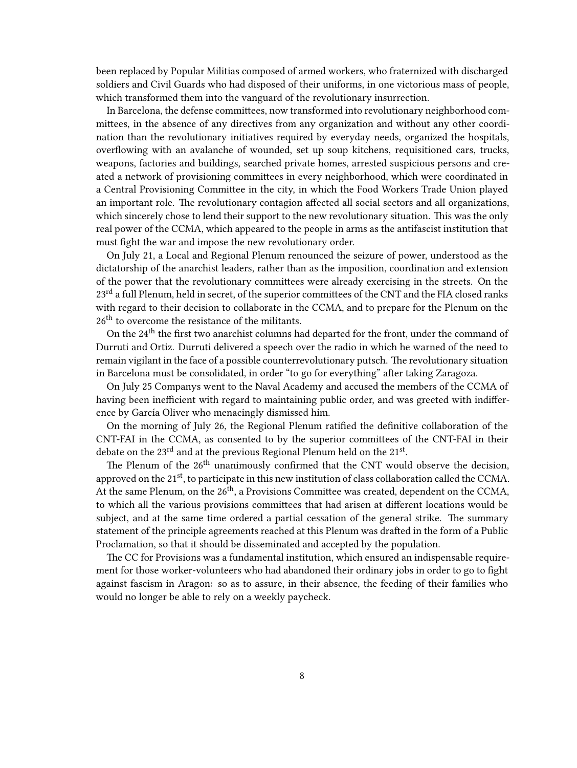been replaced by Popular Militias composed of armed workers, who fraternized with discharged soldiers and Civil Guards who had disposed of their uniforms, in one victorious mass of people, which transformed them into the vanguard of the revolutionary insurrection.

In Barcelona, the defense committees, now transformed into revolutionary neighborhood committees, in the absence of any directives from any organization and without any other coordination than the revolutionary initiatives required by everyday needs, organized the hospitals, overflowing with an avalanche of wounded, set up soup kitchens, requisitioned cars, trucks, weapons, factories and buildings, searched private homes, arrested suspicious persons and created a network of provisioning committees in every neighborhood, which were coordinated in a Central Provisioning Committee in the city, in which the Food Workers Trade Union played an important role. The revolutionary contagion affected all social sectors and all organizations, which sincerely chose to lend their support to the new revolutionary situation. This was the only real power of the CCMA, which appeared to the people in arms as the antifascist institution that must fight the war and impose the new revolutionary order.

On July 21, a Local and Regional Plenum renounced the seizure of power, understood as the dictatorship of the anarchist leaders, rather than as the imposition, coordination and extension of the power that the revolutionary committees were already exercising in the streets. On the 23rd a full Plenum, held in secret, of the superior committees of the CNT and the FIA closed ranks with regard to their decision to collaborate in the CCMA, and to prepare for the Plenum on the 26th to overcome the resistance of the militants.

On the 24th the first two anarchist columns had departed for the front, under the command of Durruti and Ortiz. Durruti delivered a speech over the radio in which he warned of the need to remain vigilant in the face of a possible counterrevolutionary putsch. The revolutionary situation in Barcelona must be consolidated, in order "to go for everything" after taking Zaragoza.

On July 25 Companys went to the Naval Academy and accused the members of the CCMA of having been inefficient with regard to maintaining public order, and was greeted with indifference by García Oliver who menacingly dismissed him.

On the morning of July 26, the Regional Plenum ratified the definitive collaboration of the CNT-FAI in the CCMA, as consented to by the superior committees of the CNT-FAI in their debate on the 23rd and at the previous Regional Plenum held on the 21st.

The Plenum of the 26th unanimously confirmed that the CNT would observe the decision, approved on the 21st, to participate in this new institution of class collaboration called the CCMA. At the same Plenum, on the 26th, a Provisions Committee was created, dependent on the CCMA, to which all the various provisions committees that had arisen at different locations would be subject, and at the same time ordered a partial cessation of the general strike. The summary statement of the principle agreements reached at this Plenum was drafted in the form of a Public Proclamation, so that it should be disseminated and accepted by the population.

The CC for Provisions was a fundamental institution, which ensured an indispensable requirement for those worker-volunteers who had abandoned their ordinary jobs in order to go to fight against fascism in Aragon: so as to assure, in their absence, the feeding of their families who would no longer be able to rely on a weekly paycheck.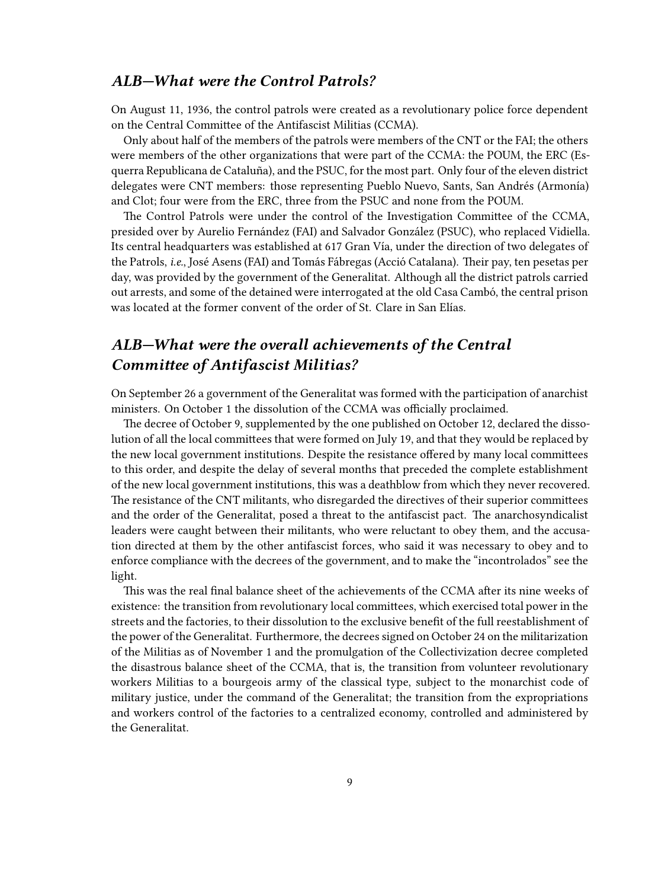### *ALB—What were the Control Patrols?*

On August 11, 1936, the control patrols were created as a revolutionary police force dependent on the Central Committee of the Antifascist Militias (CCMA).

Only about half of the members of the patrols were members of the CNT or the FAI; the others were members of the other organizations that were part of the CCMA: the POUM, the ERC (Esquerra Republicana de Cataluña), and the PSUC, for the most part. Only four of the eleven district delegates were CNT members: those representing Pueblo Nuevo, Sants, San Andrés (Armonía) and Clot; four were from the ERC, three from the PSUC and none from the POUM.

The Control Patrols were under the control of the Investigation Committee of the CCMA, presided over by Aurelio Fernández (FAI) and Salvador González (PSUC), who replaced Vidiella. Its central headquarters was established at 617 Gran Vía, under the direction of two delegates of the Patrols, *i.e.*, José Asens (FAI) and Tomás Fábregas (Acció Catalana). Their pay, ten pesetas per day, was provided by the government of the Generalitat. Although all the district patrols carried out arrests, and some of the detained were interrogated at the old Casa Cambó, the central prison was located at the former convent of the order of St. Clare in San Elías.

### *ALB—What were the overall achievements of the Central Committee of Antifascist Militias?*

On September 26 a government of the Generalitat was formed with the participation of anarchist ministers. On October 1 the dissolution of the CCMA was officially proclaimed.

The decree of October 9, supplemented by the one published on October 12, declared the dissolution of all the local committees that were formed on July 19, and that they would be replaced by the new local government institutions. Despite the resistance offered by many local committees to this order, and despite the delay of several months that preceded the complete establishment of the new local government institutions, this was a deathblow from which they never recovered. The resistance of the CNT militants, who disregarded the directives of their superior committees and the order of the Generalitat, posed a threat to the antifascist pact. The anarchosyndicalist leaders were caught between their militants, who were reluctant to obey them, and the accusation directed at them by the other antifascist forces, who said it was necessary to obey and to enforce compliance with the decrees of the government, and to make the "incontrolados" see the light.

This was the real final balance sheet of the achievements of the CCMA after its nine weeks of existence: the transition from revolutionary local committees, which exercised total power in the streets and the factories, to their dissolution to the exclusive benefit of the full reestablishment of the power of the Generalitat. Furthermore, the decrees signed on October 24 on the militarization of the Militias as of November 1 and the promulgation of the Collectivization decree completed the disastrous balance sheet of the CCMA, that is, the transition from volunteer revolutionary workers Militias to a bourgeois army of the classical type, subject to the monarchist code of military justice, under the command of the Generalitat; the transition from the expropriations and workers control of the factories to a centralized economy, controlled and administered by the Generalitat.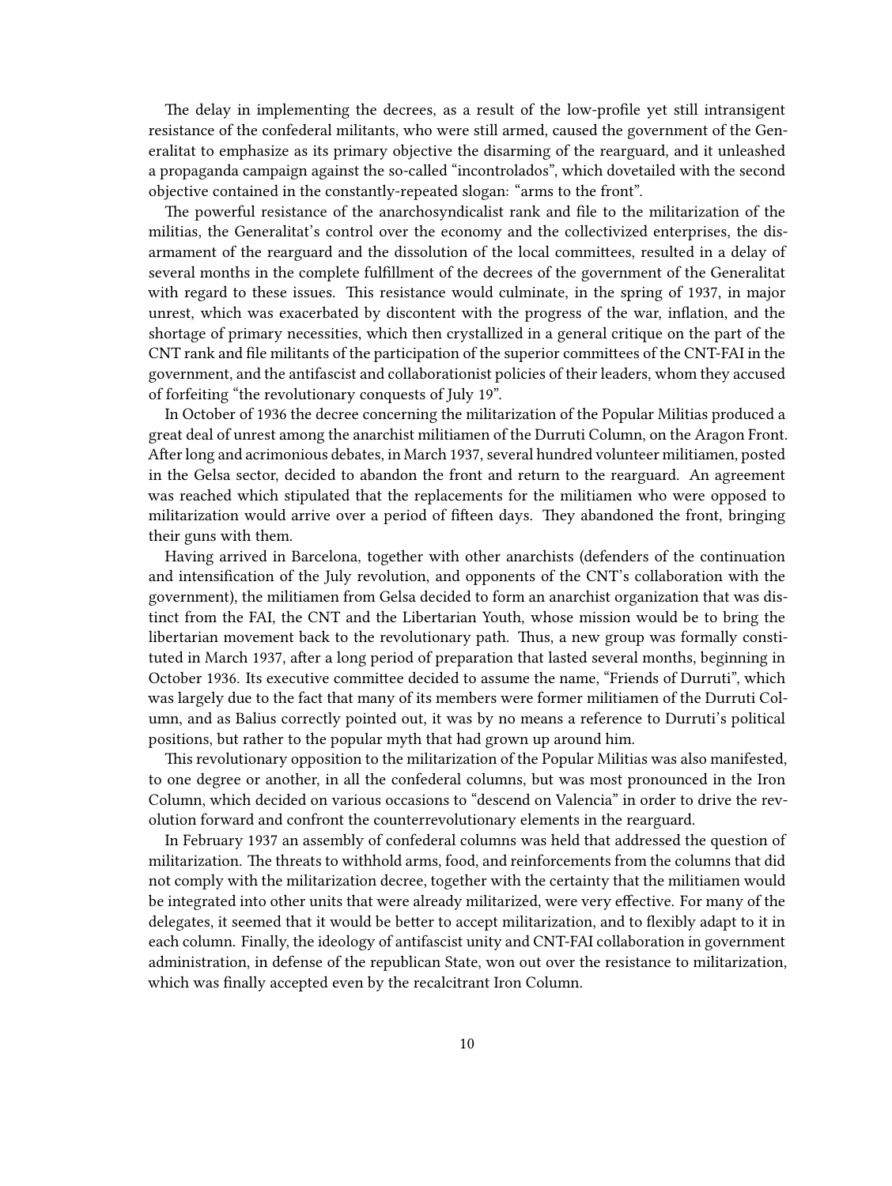The delay in implementing the decrees, as a result of the low-profile yet still intransigent resistance of the confederal militants, who were still armed, caused the government of the Generalitat to emphasize as its primary objective the disarming of the rearguard, and it unleashed a propaganda campaign against the so-called "incontrolados", which dovetailed with the second objective contained in the constantly-repeated slogan: "arms to the front".

The powerful resistance of the anarchosyndicalist rank and file to the militarization of the militias, the Generalitat's control over the economy and the collectivized enterprises, the disarmament of the rearguard and the dissolution of the local committees, resulted in a delay of several months in the complete fulfillment of the decrees of the government of the Generalitat with regard to these issues. This resistance would culminate, in the spring of 1937, in major unrest, which was exacerbated by discontent with the progress of the war, inflation, and the shortage of primary necessities, which then crystallized in a general critique on the part of the CNT rank and file militants of the participation of the superior committees of the CNT-FAI in the government, and the antifascist and collaborationist policies of their leaders, whom they accused of forfeiting "the revolutionary conquests of July 19".

In October of 1936 the decree concerning the militarization of the Popular Militias produced a great deal of unrest among the anarchist militiamen of the Durruti Column, on the Aragon Front. After long and acrimonious debates, in March 1937, several hundred volunteer militiamen, posted in the Gelsa sector, decided to abandon the front and return to the rearguard. An agreement was reached which stipulated that the replacements for the militiamen who were opposed to militarization would arrive over a period of fifteen days. They abandoned the front, bringing their guns with them.

Having arrived in Barcelona, together with other anarchists (defenders of the continuation and intensification of the July revolution, and opponents of the CNT's collaboration with the government), the militiamen from Gelsa decided to form an anarchist organization that was distinct from the FAI, the CNT and the Libertarian Youth, whose mission would be to bring the libertarian movement back to the revolutionary path. Thus, a new group was formally constituted in March 1937, after a long period of preparation that lasted several months, beginning in October 1936. Its executive committee decided to assume the name, "Friends of Durruti", which was largely due to the fact that many of its members were former militiamen of the Durruti Column, and as Balius correctly pointed out, it was by no means a reference to Durruti's political positions, but rather to the popular myth that had grown up around him.

This revolutionary opposition to the militarization of the Popular Militias was also manifested, to one degree or another, in all the confederal columns, but was most pronounced in the Iron Column, which decided on various occasions to "descend on Valencia" in order to drive the revolution forward and confront the counterrevolutionary elements in the rearguard.

In February 1937 an assembly of confederal columns was held that addressed the question of militarization. The threats to withhold arms, food, and reinforcements from the columns that did not comply with the militarization decree, together with the certainty that the militiamen would be integrated into other units that were already militarized, were very effective. For many of the delegates, it seemed that it would be better to accept militarization, and to flexibly adapt to it in each column. Finally, the ideology of antifascist unity and CNT-FAI collaboration in government administration, in defense of the republican State, won out over the resistance to militarization, which was finally accepted even by the recalcitrant Iron Column.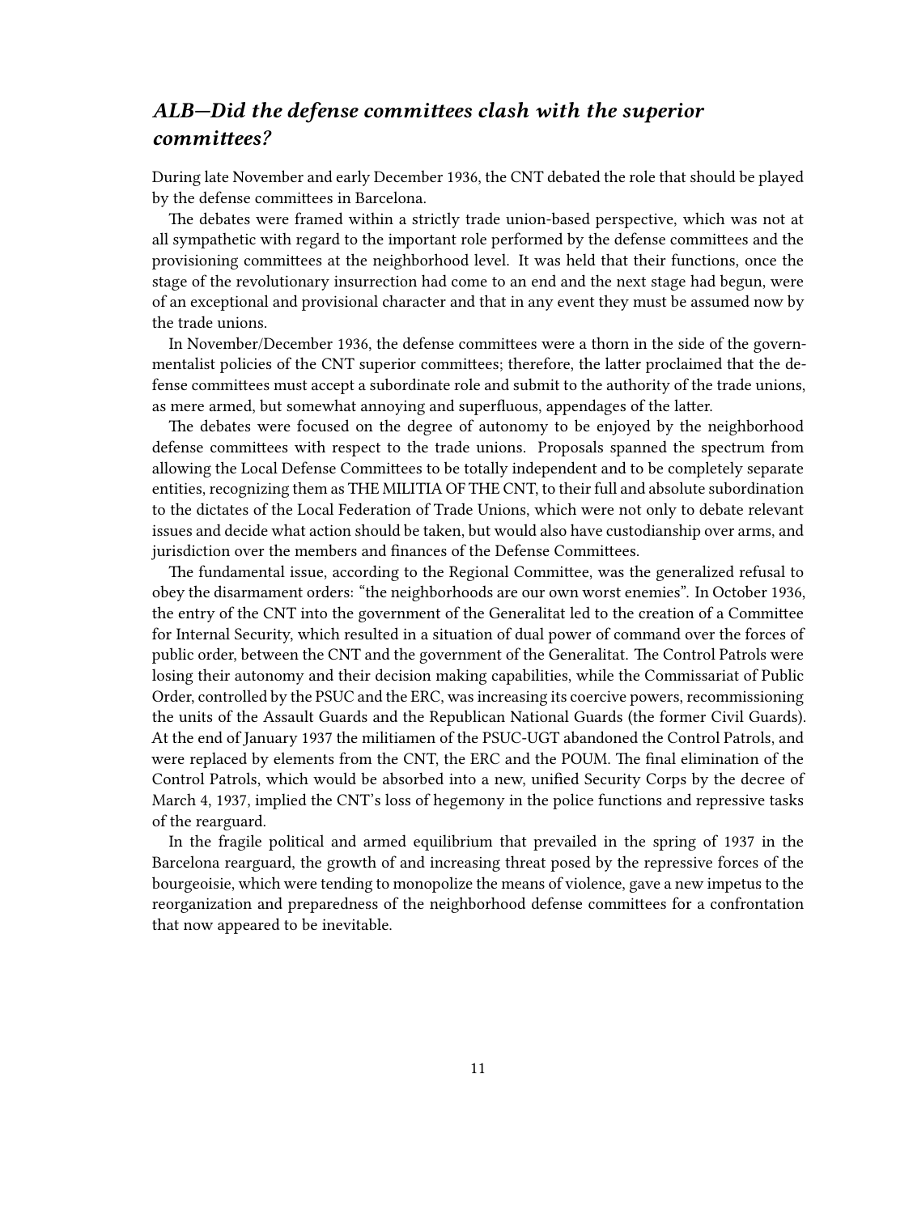## *ALB—Did the defense committees clash with the superior committees?*

During late November and early December 1936, the CNT debated the role that should be played by the defense committees in Barcelona.

The debates were framed within a strictly trade union-based perspective, which was not at all sympathetic with regard to the important role performed by the defense committees and the provisioning committees at the neighborhood level. It was held that their functions, once the stage of the revolutionary insurrection had come to an end and the next stage had begun, were of an exceptional and provisional character and that in any event they must be assumed now by the trade unions.

In November/December 1936, the defense committees were a thorn in the side of the governmentalist policies of the CNT superior committees; therefore, the latter proclaimed that the defense committees must accept a subordinate role and submit to the authority of the trade unions, as mere armed, but somewhat annoying and superfluous, appendages of the latter.

The debates were focused on the degree of autonomy to be enjoyed by the neighborhood defense committees with respect to the trade unions. Proposals spanned the spectrum from allowing the Local Defense Committees to be totally independent and to be completely separate entities, recognizing them as THE MILITIA OF THE CNT, to their full and absolute subordination to the dictates of the Local Federation of Trade Unions, which were not only to debate relevant issues and decide what action should be taken, but would also have custodianship over arms, and jurisdiction over the members and finances of the Defense Committees.

The fundamental issue, according to the Regional Committee, was the generalized refusal to obey the disarmament orders: "the neighborhoods are our own worst enemies". In October 1936, the entry of the CNT into the government of the Generalitat led to the creation of a Committee for Internal Security, which resulted in a situation of dual power of command over the forces of public order, between the CNT and the government of the Generalitat. The Control Patrols were losing their autonomy and their decision making capabilities, while the Commissariat of Public Order, controlled by the PSUC and the ERC, was increasing its coercive powers, recommissioning the units of the Assault Guards and the Republican National Guards (the former Civil Guards). At the end of January 1937 the militiamen of the PSUC-UGT abandoned the Control Patrols, and were replaced by elements from the CNT, the ERC and the POUM. The final elimination of the Control Patrols, which would be absorbed into a new, unified Security Corps by the decree of March 4, 1937, implied the CNT's loss of hegemony in the police functions and repressive tasks of the rearguard.

In the fragile political and armed equilibrium that prevailed in the spring of 1937 in the Barcelona rearguard, the growth of and increasing threat posed by the repressive forces of the bourgeoisie, which were tending to monopolize the means of violence, gave a new impetus to the reorganization and preparedness of the neighborhood defense committees for a confrontation that now appeared to be inevitable.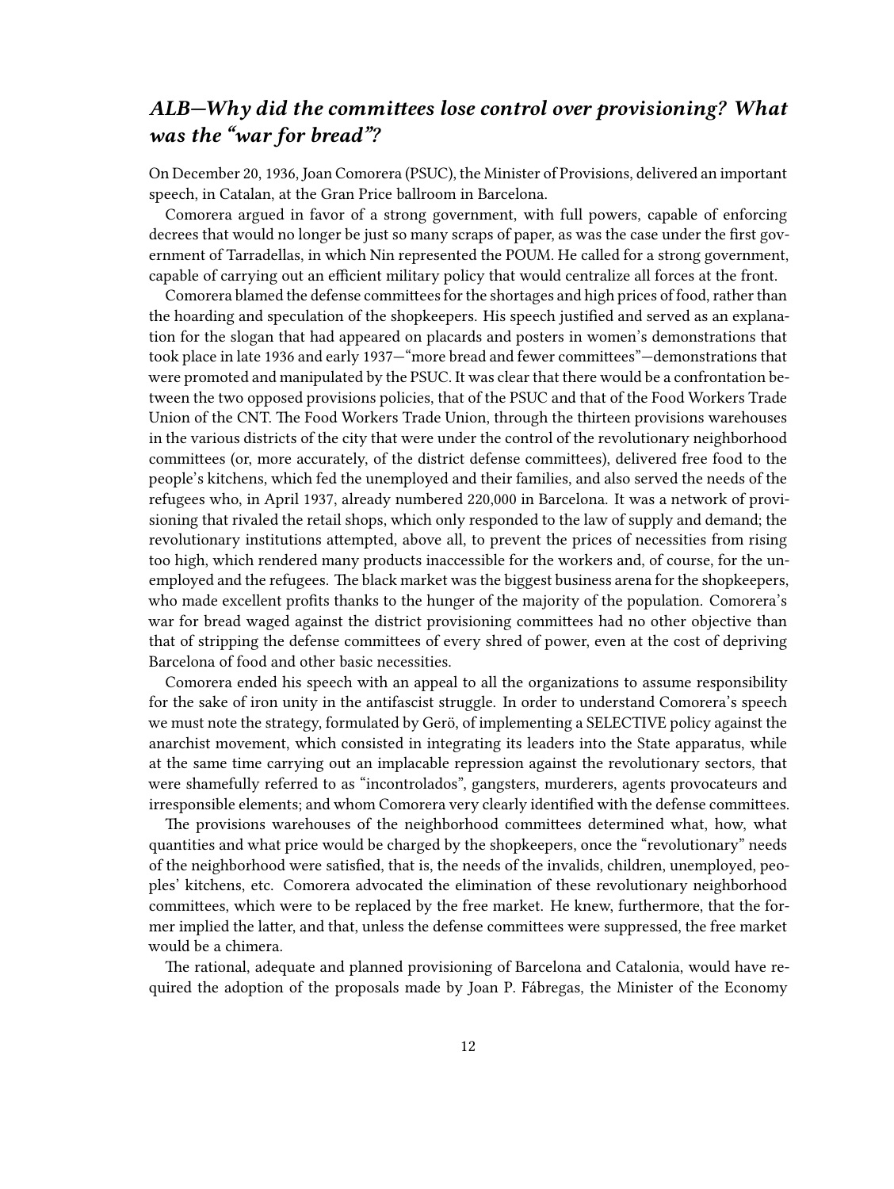## *ALB—Why did the committees lose control over provisioning? What was the "war for bread"?*

On December 20, 1936, Joan Comorera (PSUC), the Minister of Provisions, delivered an important speech, in Catalan, at the Gran Price ballroom in Barcelona.

Comorera argued in favor of a strong government, with full powers, capable of enforcing decrees that would no longer be just so many scraps of paper, as was the case under the first government of Tarradellas, in which Nin represented the POUM. He called for a strong government, capable of carrying out an efficient military policy that would centralize all forces at the front.

Comorera blamed the defense committees for the shortages and high prices of food, rather than the hoarding and speculation of the shopkeepers. His speech justified and served as an explanation for the slogan that had appeared on placards and posters in women's demonstrations that took place in late 1936 and early 1937—"more bread and fewer committees"—demonstrations that were promoted and manipulated by the PSUC. It was clear that there would be a confrontation between the two opposed provisions policies, that of the PSUC and that of the Food Workers Trade Union of the CNT. The Food Workers Trade Union, through the thirteen provisions warehouses in the various districts of the city that were under the control of the revolutionary neighborhood committees (or, more accurately, of the district defense committees), delivered free food to the people's kitchens, which fed the unemployed and their families, and also served the needs of the refugees who, in April 1937, already numbered 220,000 in Barcelona. It was a network of provisioning that rivaled the retail shops, which only responded to the law of supply and demand; the revolutionary institutions attempted, above all, to prevent the prices of necessities from rising too high, which rendered many products inaccessible for the workers and, of course, for the unemployed and the refugees. The black market was the biggest business arena for the shopkeepers, who made excellent profits thanks to the hunger of the majority of the population. Comorera's war for bread waged against the district provisioning committees had no other objective than that of stripping the defense committees of every shred of power, even at the cost of depriving Barcelona of food and other basic necessities.

Comorera ended his speech with an appeal to all the organizations to assume responsibility for the sake of iron unity in the antifascist struggle. In order to understand Comorera's speech we must note the strategy, formulated by Gerö, of implementing a SELECTIVE policy against the anarchist movement, which consisted in integrating its leaders into the State apparatus, while at the same time carrying out an implacable repression against the revolutionary sectors, that were shamefully referred to as "incontrolados", gangsters, murderers, agents provocateurs and irresponsible elements; and whom Comorera very clearly identified with the defense committees.

The provisions warehouses of the neighborhood committees determined what, how, what quantities and what price would be charged by the shopkeepers, once the "revolutionary" needs of the neighborhood were satisfied, that is, the needs of the invalids, children, unemployed, peoples' kitchens, etc. Comorera advocated the elimination of these revolutionary neighborhood committees, which were to be replaced by the free market. He knew, furthermore, that the former implied the latter, and that, unless the defense committees were suppressed, the free market would be a chimera.

The rational, adequate and planned provisioning of Barcelona and Catalonia, would have required the adoption of the proposals made by Joan P. Fábregas, the Minister of the Economy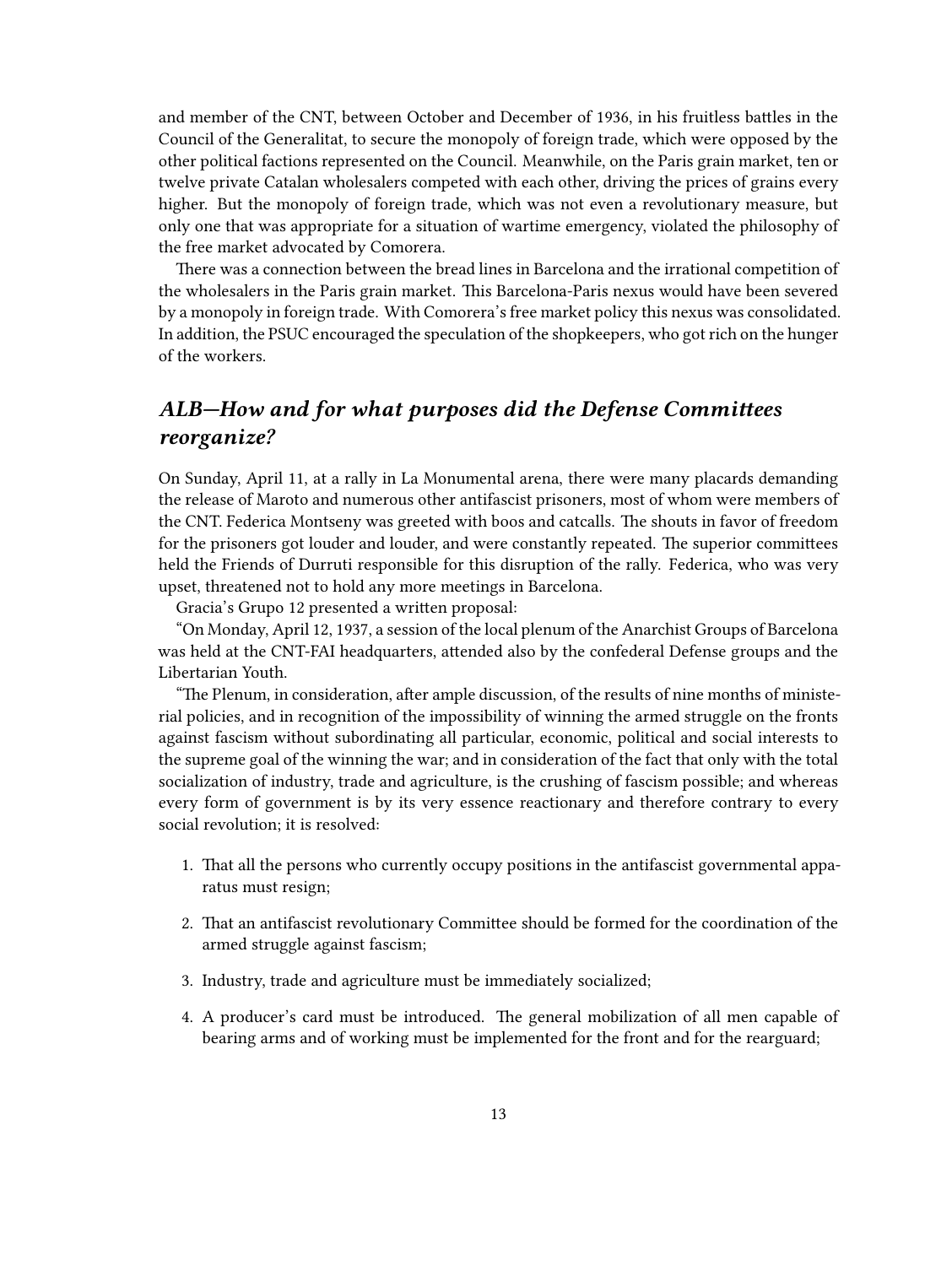and member of the CNT, between October and December of 1936, in his fruitless battles in the Council of the Generalitat, to secure the monopoly of foreign trade, which were opposed by the other political factions represented on the Council. Meanwhile, on the Paris grain market, ten or twelve private Catalan wholesalers competed with each other, driving the prices of grains every higher. But the monopoly of foreign trade, which was not even a revolutionary measure, but only one that was appropriate for a situation of wartime emergency, violated the philosophy of the free market advocated by Comorera.

There was a connection between the bread lines in Barcelona and the irrational competition of the wholesalers in the Paris grain market. This Barcelona-Paris nexus would have been severed by a monopoly in foreign trade. With Comorera's free market policy this nexus was consolidated. In addition, the PSUC encouraged the speculation of the shopkeepers, who got rich on the hunger of the workers.

## *ALB—How and for what purposes did the Defense Committees reorganize?*

On Sunday, April 11, at a rally in La Monumental arena, there were many placards demanding the release of Maroto and numerous other antifascist prisoners, most of whom were members of the CNT. Federica Montseny was greeted with boos and catcalls. The shouts in favor of freedom for the prisoners got louder and louder, and were constantly repeated. The superior committees held the Friends of Durruti responsible for this disruption of the rally. Federica, who was very upset, threatened not to hold any more meetings in Barcelona.

Gracia's Grupo 12 presented a written proposal:

"On Monday, April 12, 1937, a session of the local plenum of the Anarchist Groups of Barcelona was held at the CNT-FAI headquarters, attended also by the confederal Defense groups and the Libertarian Youth.

"The Plenum, in consideration, after ample discussion, of the results of nine months of ministerial policies, and in recognition of the impossibility of winning the armed struggle on the fronts against fascism without subordinating all particular, economic, political and social interests to the supreme goal of the winning the war; and in consideration of the fact that only with the total socialization of industry, trade and agriculture, is the crushing of fascism possible; and whereas every form of government is by its very essence reactionary and therefore contrary to every social revolution; it is resolved:

1. That all the persons who currently occupy positions in the antifascist governmental apparatus must resign;
2. That an antifascist revolutionary Committee should be formed for the coordination of the armed struggle against fascism;
3. Industry, trade and agriculture must be immediately socialized;
4. A producer's card must be introduced. The general mobilization of all men capable of bearing arms and of working must be implemented for the front and for the rearguard;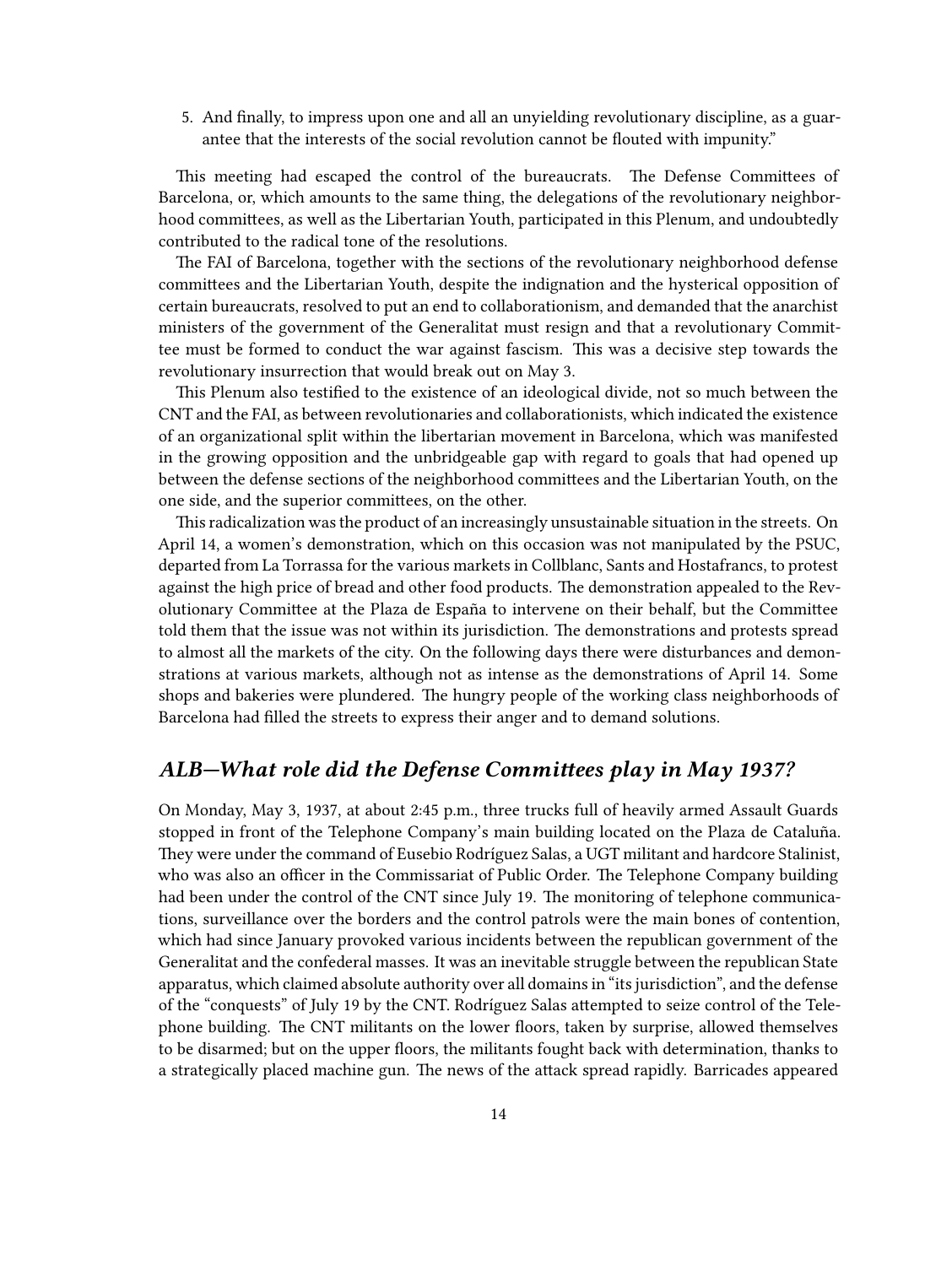5. And finally, to impress upon one and all an unyielding revolutionary discipline, as a guarantee that the interests of the social revolution cannot be flouted with impunity."

This meeting had escaped the control of the bureaucrats. The Defense Committees of Barcelona, or, which amounts to the same thing, the delegations of the revolutionary neighborhood committees, as well as the Libertarian Youth, participated in this Plenum, and undoubtedly contributed to the radical tone of the resolutions.

The FAI of Barcelona, together with the sections of the revolutionary neighborhood defense committees and the Libertarian Youth, despite the indignation and the hysterical opposition of certain bureaucrats, resolved to put an end to collaborationism, and demanded that the anarchist ministers of the government of the Generalitat must resign and that a revolutionary Committee must be formed to conduct the war against fascism. This was a decisive step towards the revolutionary insurrection that would break out on May 3.

This Plenum also testified to the existence of an ideological divide, not so much between the CNT and the FAI, as between revolutionaries and collaborationists, which indicated the existence of an organizational split within the libertarian movement in Barcelona, which was manifested in the growing opposition and the unbridgeable gap with regard to goals that had opened up between the defense sections of the neighborhood committees and the Libertarian Youth, on the one side, and the superior committees, on the other.

This radicalization was the product of an increasingly unsustainable situation in the streets. On April 14, a women's demonstration, which on this occasion was not manipulated by the PSUC, departed from La Torrassa for the various markets in Collblanc, Sants and Hostafrancs, to protest against the high price of bread and other food products. The demonstration appealed to the Revolutionary Committee at the Plaza de España to intervene on their behalf, but the Committee told them that the issue was not within its jurisdiction. The demonstrations and protests spread to almost all the markets of the city. On the following days there were disturbances and demonstrations at various markets, although not as intense as the demonstrations of April 14. Some shops and bakeries were plundered. The hungry people of the working class neighborhoods of Barcelona had filled the streets to express their anger and to demand solutions.

## *ALB—What role did the Defense Committees play in May 1937?*

On Monday, May 3, 1937, at about 2:45 p.m., three trucks full of heavily armed Assault Guards stopped in front of the Telephone Company's main building located on the Plaza de Cataluña. They were under the command of Eusebio Rodríguez Salas, a UGT militant and hardcore Stalinist, who was also an officer in the Commissariat of Public Order. The Telephone Company building had been under the control of the CNT since July 19. The monitoring of telephone communications, surveillance over the borders and the control patrols were the main bones of contention, which had since January provoked various incidents between the republican government of the Generalitat and the confederal masses. It was an inevitable struggle between the republican State apparatus, which claimed absolute authority over all domains in "its jurisdiction", and the defense of the "conquests" of July 19 by the CNT. Rodríguez Salas attempted to seize control of the Telephone building. The CNT militants on the lower floors, taken by surprise, allowed themselves to be disarmed; but on the upper floors, the militants fought back with determination, thanks to a strategically placed machine gun. The news of the attack spread rapidly. Barricades appeared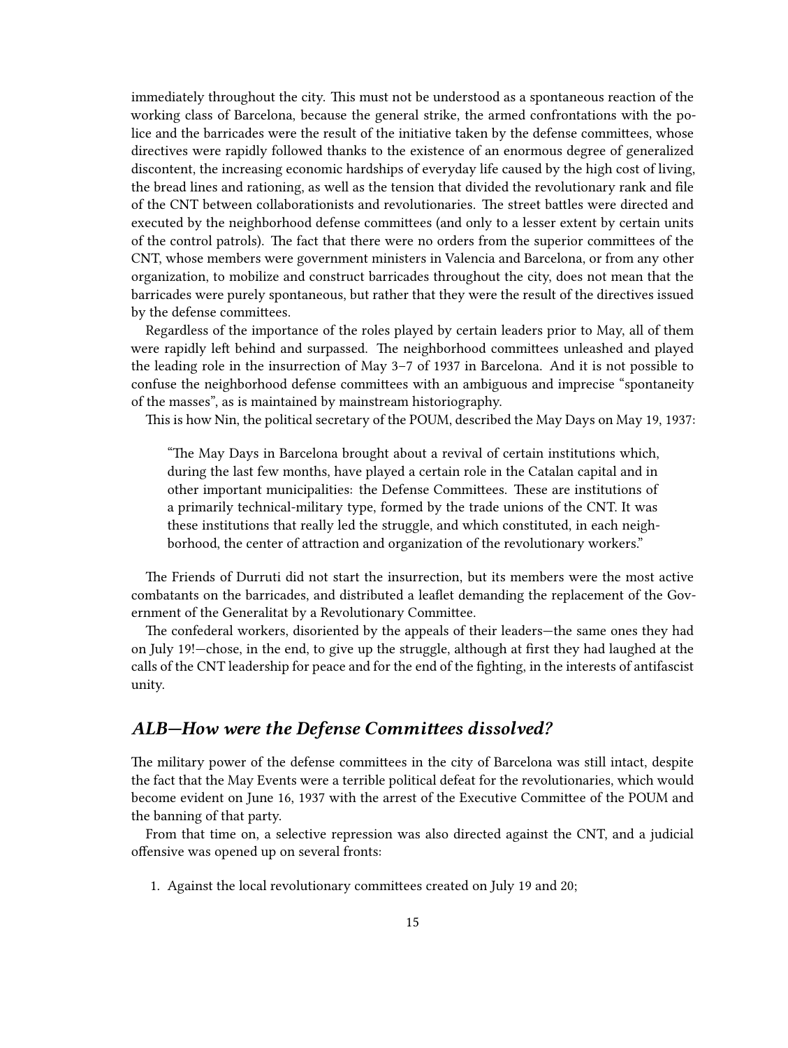immediately throughout the city. This must not be understood as a spontaneous reaction of the working class of Barcelona, because the general strike, the armed confrontations with the police and the barricades were the result of the initiative taken by the defense committees, whose directives were rapidly followed thanks to the existence of an enormous degree of generalized discontent, the increasing economic hardships of everyday life caused by the high cost of living, the bread lines and rationing, as well as the tension that divided the revolutionary rank and file of the CNT between collaborationists and revolutionaries. The street battles were directed and executed by the neighborhood defense committees (and only to a lesser extent by certain units of the control patrols). The fact that there were no orders from the superior committees of the CNT, whose members were government ministers in Valencia and Barcelona, or from any other organization, to mobilize and construct barricades throughout the city, does not mean that the barricades were purely spontaneous, but rather that they were the result of the directives issued by the defense committees.

Regardless of the importance of the roles played by certain leaders prior to May, all of them were rapidly left behind and surpassed. The neighborhood committees unleashed and played the leading role in the insurrection of May 3–7 of 1937 in Barcelona. And it is not possible to confuse the neighborhood defense committees with an ambiguous and imprecise "spontaneity of the masses", as is maintained by mainstream historiography.

This is how Nin, the political secretary of the POUM, described the May Days on May 19, 1937:

> "The May Days in Barcelona brought about a revival of certain institutions which, during the last few months, have played a certain role in the Catalan capital and in other important municipalities: the Defense Committees. These are institutions of a primarily technical-military type, formed by the trade unions of the CNT. It was these institutions that really led the struggle, and which constituted, in each neighborhood, the center of attraction and organization of the revolutionary workers."

The Friends of Durruti did not start the insurrection, but its members were the most active combatants on the barricades, and distributed a leaflet demanding the replacement of the Government of the Generalitat by a Revolutionary Committee.

The confederal workers, disoriented by the appeals of their leaders—the same ones they had on July 19!—chose, in the end, to give up the struggle, although at first they had laughed at the calls of the CNT leadership for peace and for the end of the fighting, in the interests of antifascist unity.

## *ALB—How were the Defense Committees dissolved?*

The military power of the defense committees in the city of Barcelona was still intact, despite the fact that the May Events were a terrible political defeat for the revolutionaries, which would become evident on June 16, 1937 with the arrest of the Executive Committee of the POUM and the banning of that party.

From that time on, a selective repression was also directed against the CNT, and a judicial offensive was opened up on several fronts:

1. Against the local revolutionary committees created on July 19 and 20;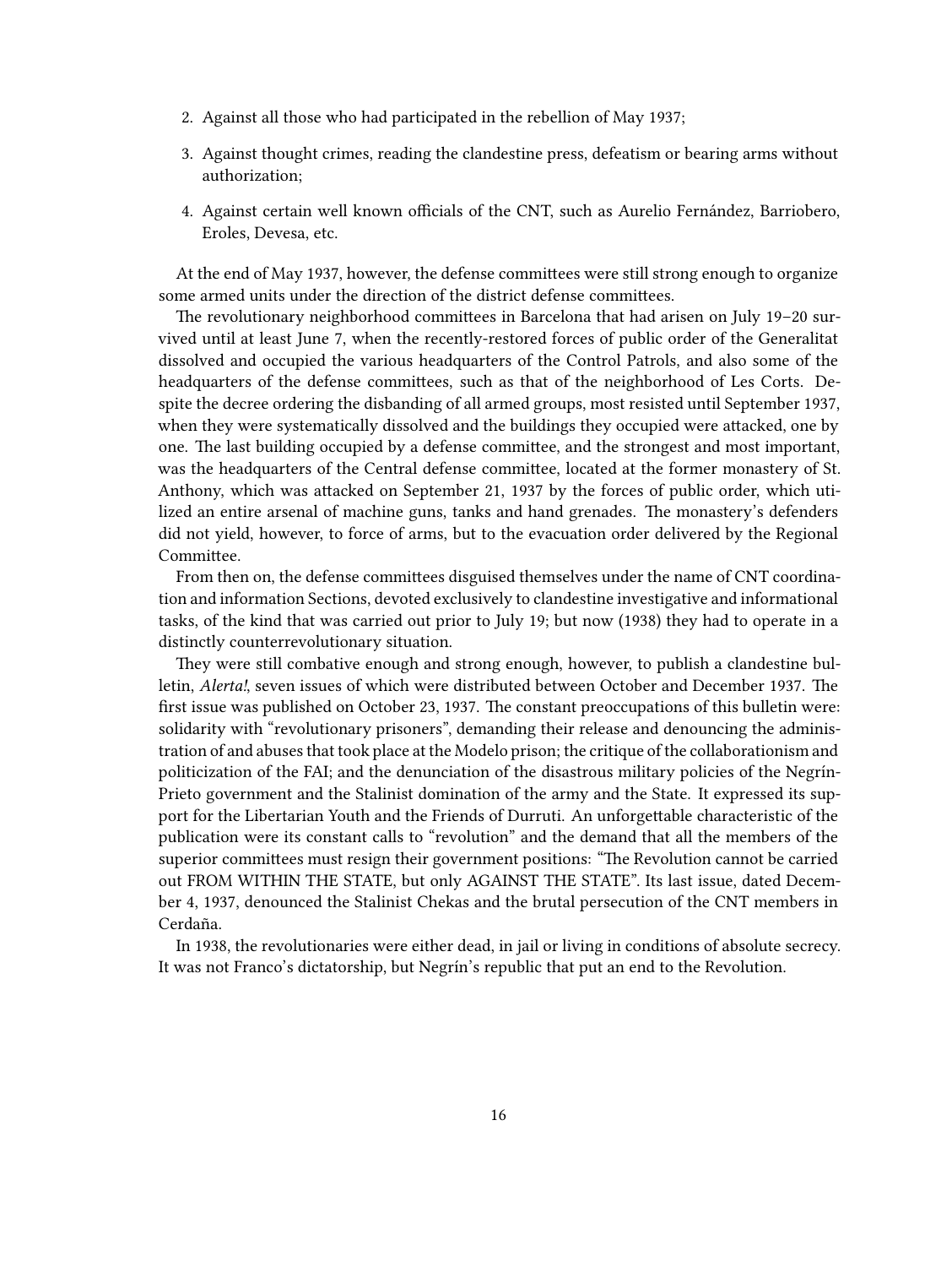2. Against all those who had participated in the rebellion of May 1937;
3. Against thought crimes, reading the clandestine press, defeatism or bearing arms without authorization;
4. Against certain well known officials of the CNT, such as Aurelio Fernández, Barriobero, Eroles, Devesa, etc.

At the end of May 1937, however, the defense committees were still strong enough to organize some armed units under the direction of the district defense committees.

The revolutionary neighborhood committees in Barcelona that had arisen on July 19–20 survived until at least June 7, when the recently-restored forces of public order of the Generalitat dissolved and occupied the various headquarters of the Control Patrols, and also some of the headquarters of the defense committees, such as that of the neighborhood of Les Corts. Despite the decree ordering the disbanding of all armed groups, most resisted until September 1937, when they were systematically dissolved and the buildings they occupied were attacked, one by one. The last building occupied by a defense committee, and the strongest and most important, was the headquarters of the Central defense committee, located at the former monastery of St. Anthony, which was attacked on September 21, 1937 by the forces of public order, which utilized an entire arsenal of machine guns, tanks and hand grenades. The monastery's defenders did not yield, however, to force of arms, but to the evacuation order delivered by the Regional Committee.

From then on, the defense committees disguised themselves under the name of CNT coordination and information Sections, devoted exclusively to clandestine investigative and informational tasks, of the kind that was carried out prior to July 19; but now (1938) they had to operate in a distinctly counterrevolutionary situation.

They were still combative enough and strong enough, however, to publish a clandestine bulletin, *Alerta!*, seven issues of which were distributed between October and December 1937. The first issue was published on October 23, 1937. The constant preoccupations of this bulletin were: solidarity with "revolutionary prisoners", demanding their release and denouncing the administration of and abuses that took place at the Modelo prison; the critique of the collaborationism and politicization of the FAI; and the denunciation of the disastrous military policies of the Negrín-Prieto government and the Stalinist domination of the army and the State. It expressed its support for the Libertarian Youth and the Friends of Durruti. An unforgettable characteristic of the publication were its constant calls to "revolution" and the demand that all the members of the superior committees must resign their government positions: "The Revolution cannot be carried out FROM WITHIN THE STATE, but only AGAINST THE STATE". Its last issue, dated December 4, 1937, denounced the Stalinist Chekas and the brutal persecution of the CNT members in Cerdaña.

In 1938, the revolutionaries were either dead, in jail or living in conditions of absolute secrecy. It was not Franco's dictatorship, but Negrín's republic that put an end to the Revolution.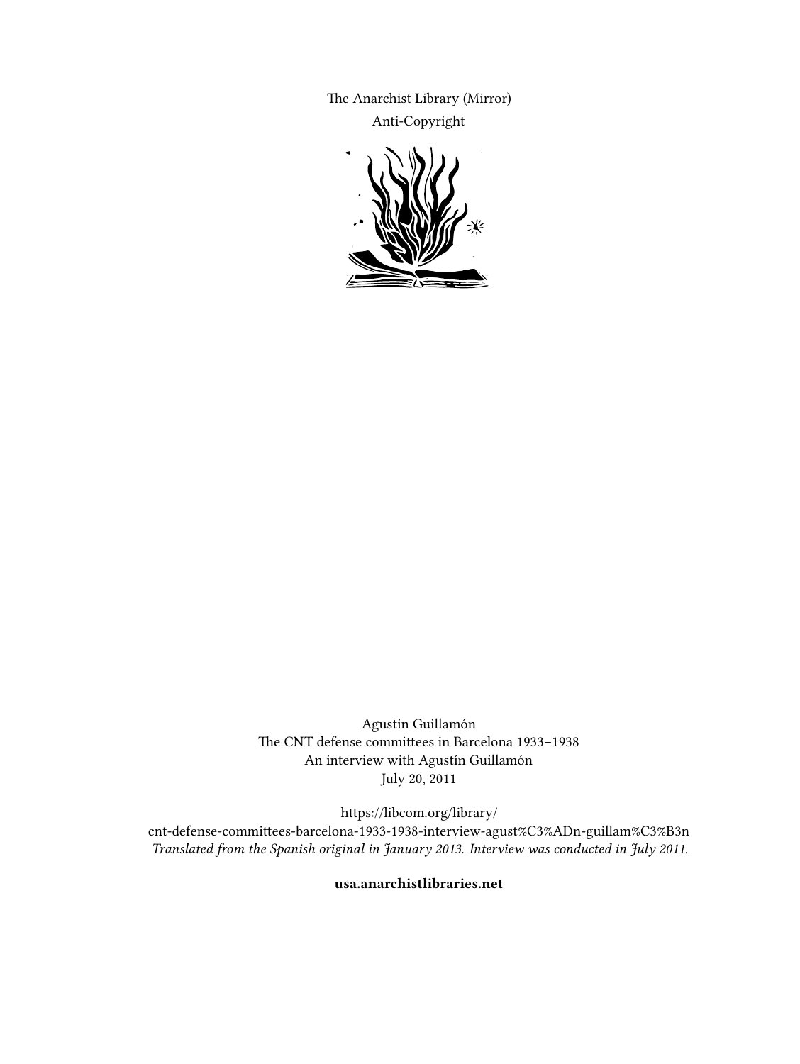The Anarchist Library (Mirror)
Anti-Copyright

Agustin Guillamón
The CNT defense committees in Barcelona 1933–1938
An interview with Agustín Guillamón
July 20, 2011

https://libcom.org/library/
cnt-defense-committees-barcelona-1933-1938-interview-agust%C3%ADn-guillam%C3%B3n
*Translated from the Spanish original in January 2013. Interview was conducted in July 2011.*

**usa.anarchistlibraries.net**